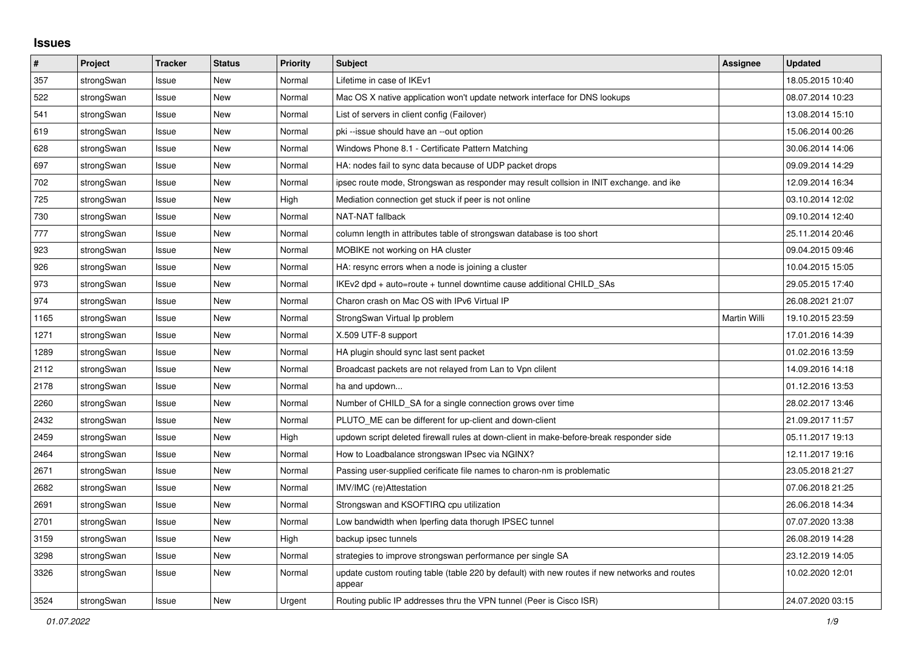# Issues

| # | Project | Tracker | Status | Priority | Subject | Assignee | Updated |
|---|---|---|---|---|---|---|---|
| 357 | strongSwan | Issue | New | Normal | Lifetime in case of IKEv1 | | 18.05.2015 10:40 |
| 522 | strongSwan | Issue | New | Normal | Mac OS X native application won't update network interface for DNS lookups | | 08.07.2014 10:23 |
| 541 | strongSwan | Issue | New | Normal | List of servers in client config (Failover) | | 13.08.2014 15:10 |
| 619 | strongSwan | Issue | New | Normal | pki --issue should have an --out option | | 15.06.2014 00:26 |
| 628 | strongSwan | Issue | New | Normal | Windows Phone 8.1 - Certificate Pattern Matching | | 30.06.2014 14:06 |
| 697 | strongSwan | Issue | New | Normal | HA: nodes fail to sync data because of UDP packet drops | | 09.09.2014 14:29 |
| 702 | strongSwan | Issue | New | Normal | ipsec route mode, Strongswan as responder may result collsion in INIT exchange. and ike | | 12.09.2014 16:34 |
| 725 | strongSwan | Issue | New | High | Mediation connection get stuck if peer is not online | | 03.10.2014 12:02 |
| 730 | strongSwan | Issue | New | Normal | NAT-NAT fallback | | 09.10.2014 12:40 |
| 777 | strongSwan | Issue | New | Normal | column length in attributes table of strongswan database is too short | | 25.11.2014 20:46 |
| 923 | strongSwan | Issue | New | Normal | MOBIKE not working on HA cluster | | 09.04.2015 09:46 |
| 926 | strongSwan | Issue | New | Normal | HA: resync errors when a node is joining a cluster | | 10.04.2015 15:05 |
| 973 | strongSwan | Issue | New | Normal | IKEv2 dpd + auto=route + tunnel downtime cause additional CHILD_SAs | | 29.05.2015 17:40 |
| 974 | strongSwan | Issue | New | Normal | Charon crash on Mac OS with IPv6 Virtual IP | | 26.08.2021 21:07 |
| 1165 | strongSwan | Issue | New | Normal | StrongSwan Virtual Ip problem | Martin Willi | 19.10.2015 23:59 |
| 1271 | strongSwan | Issue | New | Normal | X.509 UTF-8 support | | 17.01.2016 14:39 |
| 1289 | strongSwan | Issue | New | Normal | HA plugin should sync last sent packet | | 01.02.2016 13:59 |
| 2112 | strongSwan | Issue | New | Normal | Broadcast packets are not relayed from Lan to Vpn clilent | | 14.09.2016 14:18 |
| 2178 | strongSwan | Issue | New | Normal | ha and updown... | | 01.12.2016 13:53 |
| 2260 | strongSwan | Issue | New | Normal | Number of CHILD_SA for a single connection grows over time | | 28.02.2017 13:46 |
| 2432 | strongSwan | Issue | New | Normal | PLUTO_ME can be different for up-client and down-client | | 21.09.2017 11:57 |
| 2459 | strongSwan | Issue | New | High | updown script deleted firewall rules at down-client in make-before-break responder side | | 05.11.2017 19:13 |
| 2464 | strongSwan | Issue | New | Normal | How to Loadbalance strongswan IPsec via NGINX? | | 12.11.2017 19:16 |
| 2671 | strongSwan | Issue | New | Normal | Passing user-supplied cerificate file names to charon-nm is problematic | | 23.05.2018 21:27 |
| 2682 | strongSwan | Issue | New | Normal | IMV/IMC (re)Attestation | | 07.06.2018 21:25 |
| 2691 | strongSwan | Issue | New | Normal | Strongswan and KSOFTIRQ cpu utilization | | 26.06.2018 14:34 |
| 2701 | strongSwan | Issue | New | Normal | Low bandwidth when Iperfing data thorugh IPSEC tunnel | | 07.07.2020 13:38 |
| 3159 | strongSwan | Issue | New | High | backup ipsec tunnels | | 26.08.2019 14:28 |
| 3298 | strongSwan | Issue | New | Normal | strategies to improve strongswan performance per single SA | | 23.12.2019 14:05 |
| 3326 | strongSwan | Issue | New | Normal | update custom routing table (table 220 by default) with new routes if new networks and routes appear | | 10.02.2020 12:01 |
| 3524 | strongSwan | Issue | New | Urgent | Routing public IP addresses thru the VPN tunnel (Peer is Cisco ISR) | | 24.07.2020 03:15 |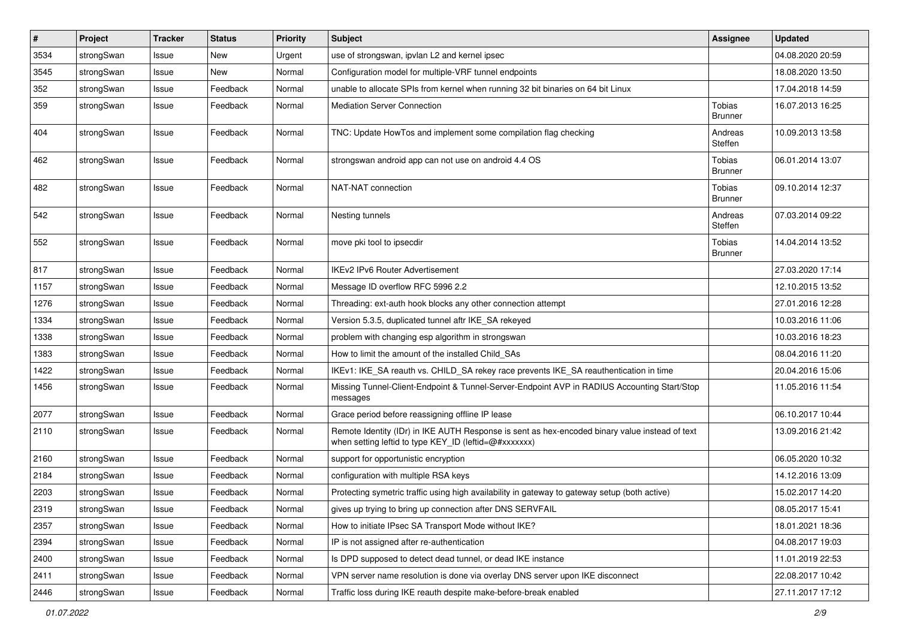| # | Project | Tracker | Status | Priority | Subject | Assignee | Updated |
|---|---|---|---|---|---|---|---|
| 3534 | strongSwan | Issue | New | Urgent | use of strongswan, ipvlan L2 and kernel ipsec | | 04.08.2020 20:59 |
| 3545 | strongSwan | Issue | New | Normal | Configuration model for multiple-VRF tunnel endpoints | | 18.08.2020 13:50 |
| 352 | strongSwan | Issue | Feedback | Normal | unable to allocate SPIs from kernel when running 32 bit binaries on 64 bit Linux | | 17.04.2018 14:59 |
| 359 | strongSwan | Issue | Feedback | Normal | Mediation Server Connection | Tobias Brunner | 16.07.2013 16:25 |
| 404 | strongSwan | Issue | Feedback | Normal | TNC: Update HowTos and implement some compilation flag checking | Andreas Steffen | 10.09.2013 13:58 |
| 462 | strongSwan | Issue | Feedback | Normal | strongswan android app can not use on android 4.4 OS | Tobias Brunner | 06.01.2014 13:07 |
| 482 | strongSwan | Issue | Feedback | Normal | NAT-NAT connection | Tobias Brunner | 09.10.2014 12:37 |
| 542 | strongSwan | Issue | Feedback | Normal | Nesting tunnels | Andreas Steffen | 07.03.2014 09:22 |
| 552 | strongSwan | Issue | Feedback | Normal | move pki tool to ipsecdir | Tobias Brunner | 14.04.2014 13:52 |
| 817 | strongSwan | Issue | Feedback | Normal | IKEv2 IPv6 Router Advertisement | | 27.03.2020 17:14 |
| 1157 | strongSwan | Issue | Feedback | Normal | Message ID overflow RFC 5996 2.2 | | 12.10.2015 13:52 |
| 1276 | strongSwan | Issue | Feedback | Normal | Threading: ext-auth hook blocks any other connection attempt | | 27.01.2016 12:28 |
| 1334 | strongSwan | Issue | Feedback | Normal | Version 5.3.5, duplicated tunnel aftr IKE_SA rekeyed | | 10.03.2016 11:06 |
| 1338 | strongSwan | Issue | Feedback | Normal | problem with changing esp algorithm in strongswan | | 10.03.2016 18:23 |
| 1383 | strongSwan | Issue | Feedback | Normal | How to limit the amount of the installed Child_SAs | | 08.04.2016 11:20 |
| 1422 | strongSwan | Issue | Feedback | Normal | IKEv1: IKE_SA reauth vs. CHILD_SA rekey race prevents IKE_SA reauthentication in time | | 20.04.2016 15:06 |
| 1456 | strongSwan | Issue | Feedback | Normal | Missing Tunnel-Client-Endpoint & Tunnel-Server-Endpoint AVP in RADIUS Accounting Start/Stop messages | | 11.05.2016 11:54 |
| 2077 | strongSwan | Issue | Feedback | Normal | Grace period before reassigning offline IP lease | | 06.10.2017 10:44 |
| 2110 | strongSwan | Issue | Feedback | Normal | Remote Identity (IDr) in IKE AUTH Response is sent as hex-encoded binary value instead of text when setting leftid to type KEY_ID (leftid=@#xxxxxxx) | | 13.09.2016 21:42 |
| 2160 | strongSwan | Issue | Feedback | Normal | support for opportunistic encryption | | 06.05.2020 10:32 |
| 2184 | strongSwan | Issue | Feedback | Normal | configuration with multiple RSA keys | | 14.12.2016 13:09 |
| 2203 | strongSwan | Issue | Feedback | Normal | Protecting symetric traffic using high availability in gateway to gateway setup (both active) | | 15.02.2017 14:20 |
| 2319 | strongSwan | Issue | Feedback | Normal | gives up trying to bring up connection after DNS SERVFAIL | | 08.05.2017 15:41 |
| 2357 | strongSwan | Issue | Feedback | Normal | How to initiate IPsec SA Transport Mode without IKE? | | 18.01.2021 18:36 |
| 2394 | strongSwan | Issue | Feedback | Normal | IP is not assigned after re-authentication | | 04.08.2017 19:03 |
| 2400 | strongSwan | Issue | Feedback | Normal | Is DPD supposed to detect dead tunnel, or dead IKE instance | | 11.01.2019 22:53 |
| 2411 | strongSwan | Issue | Feedback | Normal | VPN server name resolution is done via overlay DNS server upon IKE disconnect | | 22.08.2017 10:42 |
| 2446 | strongSwan | Issue | Feedback | Normal | Traffic loss during IKE reauth despite make-before-break enabled | | 27.11.2017 17:12 |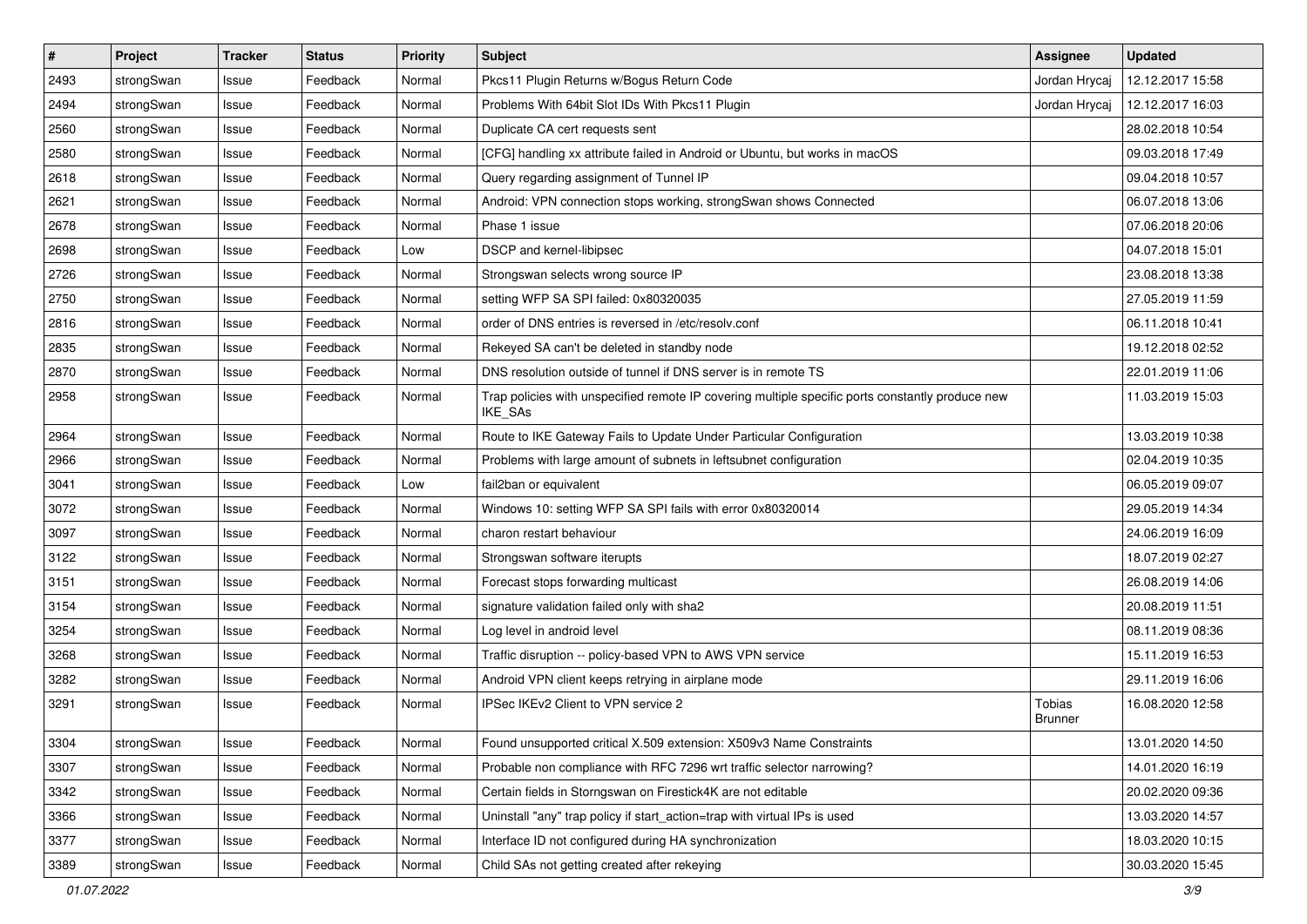| # | Project | Tracker | Status | Priority | Subject | Assignee | Updated |
|---|---|---|---|---|---|---|---|
| 2493 | strongSwan | Issue | Feedback | Normal | Pkcs11 Plugin Returns w/Bogus Return Code | Jordan Hrycaj | 12.12.2017 15:58 |
| 2494 | strongSwan | Issue | Feedback | Normal | Problems With 64bit Slot IDs With Pkcs11 Plugin | Jordan Hrycaj | 12.12.2017 16:03 |
| 2560 | strongSwan | Issue | Feedback | Normal | Duplicate CA cert requests sent | | 28.02.2018 10:54 |
| 2580 | strongSwan | Issue | Feedback | Normal | [CFG] handling xx attribute failed in Android or Ubuntu, but works in macOS | | 09.03.2018 17:49 |
| 2618 | strongSwan | Issue | Feedback | Normal | Query regarding assignment of Tunnel IP | | 09.04.2018 10:57 |
| 2621 | strongSwan | Issue | Feedback | Normal | Android: VPN connection stops working, strongSwan shows Connected | | 06.07.2018 13:06 |
| 2678 | strongSwan | Issue | Feedback | Normal | Phase 1 issue | | 07.06.2018 20:06 |
| 2698 | strongSwan | Issue | Feedback | Low | DSCP and kernel-libipsec | | 04.07.2018 15:01 |
| 2726 | strongSwan | Issue | Feedback | Normal | Strongswan selects wrong source IP | | 23.08.2018 13:38 |
| 2750 | strongSwan | Issue | Feedback | Normal | setting WFP SA SPI failed: 0x80320035 | | 27.05.2019 11:59 |
| 2816 | strongSwan | Issue | Feedback | Normal | order of DNS entries is reversed in /etc/resolv.conf | | 06.11.2018 10:41 |
| 2835 | strongSwan | Issue | Feedback | Normal | Rekeyed SA can't be deleted in standby node | | 19.12.2018 02:52 |
| 2870 | strongSwan | Issue | Feedback | Normal | DNS resolution outside of tunnel if DNS server is in remote TS | | 22.01.2019 11:06 |
| 2958 | strongSwan | Issue | Feedback | Normal | Trap policies with unspecified remote IP covering multiple specific ports constantly produce new IKE_SAs | | 11.03.2019 15:03 |
| 2964 | strongSwan | Issue | Feedback | Normal | Route to IKE Gateway Fails to Update Under Particular Configuration | | 13.03.2019 10:38 |
| 2966 | strongSwan | Issue | Feedback | Normal | Problems with large amount of subnets in leftsubnet configuration | | 02.04.2019 10:35 |
| 3041 | strongSwan | Issue | Feedback | Low | fail2ban or equivalent | | 06.05.2019 09:07 |
| 3072 | strongSwan | Issue | Feedback | Normal | Windows 10: setting WFP SA SPI fails with error 0x80320014 | | 29.05.2019 14:34 |
| 3097 | strongSwan | Issue | Feedback | Normal | charon restart behaviour | | 24.06.2019 16:09 |
| 3122 | strongSwan | Issue | Feedback | Normal | Strongswan software iterupts | | 18.07.2019 02:27 |
| 3151 | strongSwan | Issue | Feedback | Normal | Forecast stops forwarding multicast | | 26.08.2019 14:06 |
| 3154 | strongSwan | Issue | Feedback | Normal | signature validation failed only with sha2 | | 20.08.2019 11:51 |
| 3254 | strongSwan | Issue | Feedback | Normal | Log level in android level | | 08.11.2019 08:36 |
| 3268 | strongSwan | Issue | Feedback | Normal | Traffic disruption -- policy-based VPN to AWS VPN service | | 15.11.2019 16:53 |
| 3282 | strongSwan | Issue | Feedback | Normal | Android VPN client keeps retrying in airplane mode | | 29.11.2019 16:06 |
| 3291 | strongSwan | Issue | Feedback | Normal | IPSec IKEv2 Client to VPN service 2 | Tobias Brunner | 16.08.2020 12:58 |
| 3304 | strongSwan | Issue | Feedback | Normal | Found unsupported critical X.509 extension: X509v3 Name Constraints | | 13.01.2020 14:50 |
| 3307 | strongSwan | Issue | Feedback | Normal | Probable non compliance with RFC 7296 wrt traffic selector narrowing? | | 14.01.2020 16:19 |
| 3342 | strongSwan | Issue | Feedback | Normal | Certain fields in Storngswan on Firestick4K are not editable | | 20.02.2020 09:36 |
| 3366 | strongSwan | Issue | Feedback | Normal | Uninstall "any" trap policy if start_action=trap with virtual IPs is used | | 13.03.2020 14:57 |
| 3377 | strongSwan | Issue | Feedback | Normal | Interface ID not configured during HA synchronization | | 18.03.2020 10:15 |
| 3389 | strongSwan | Issue | Feedback | Normal | Child SAs not getting created after rekeying | | 30.03.2020 15:45 |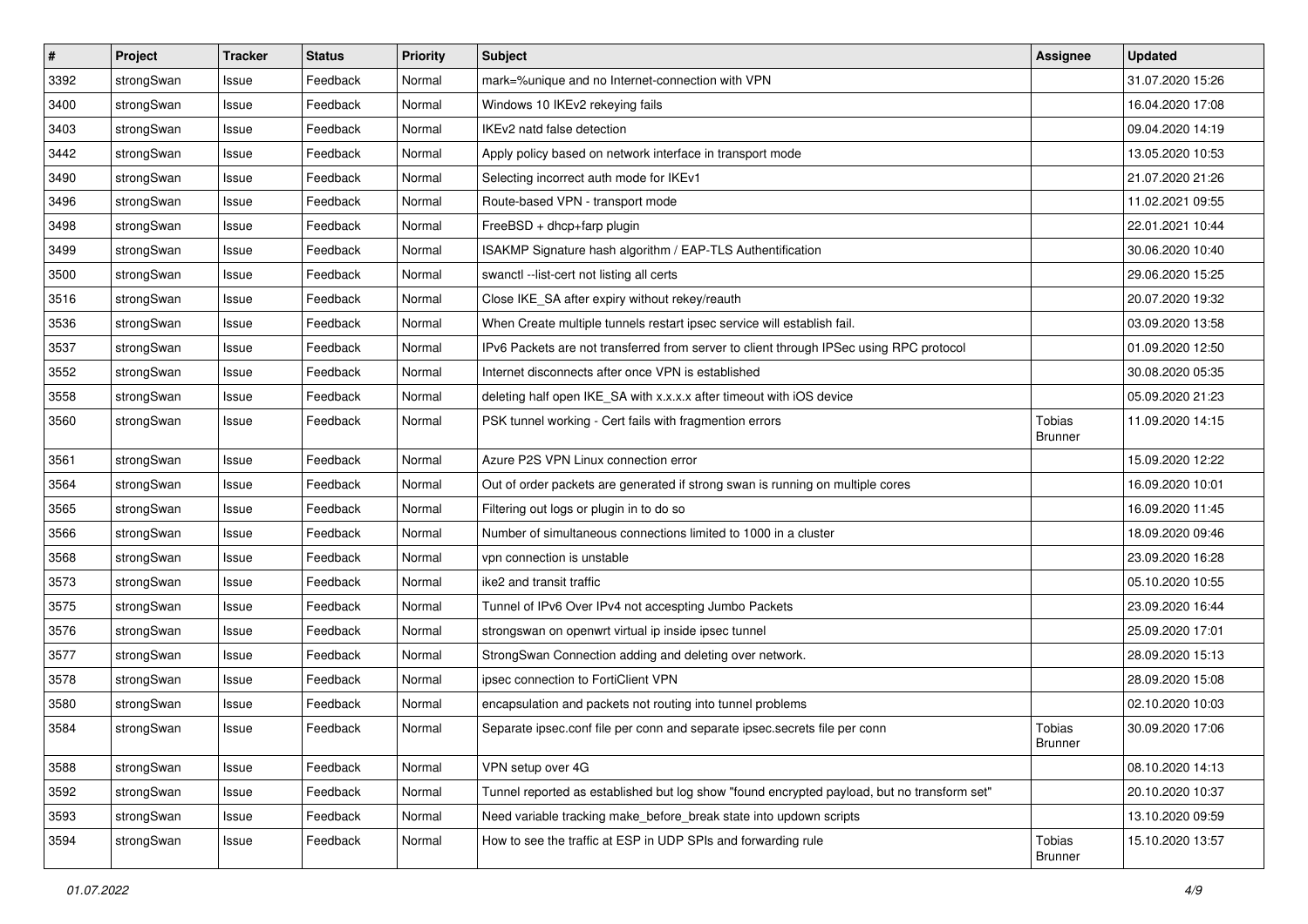| # | Project | Tracker | Status | Priority | Subject | Assignee | Updated |
|---|---|---|---|---|---|---|---|
| 3392 | strongSwan | Issue | Feedback | Normal | mark=%unique and no Internet-connection with VPN | | 31.07.2020 15:26 |
| 3400 | strongSwan | Issue | Feedback | Normal | Windows 10 IKEv2 rekeying fails | | 16.04.2020 17:08 |
| 3403 | strongSwan | Issue | Feedback | Normal | IKEv2 natd false detection | | 09.04.2020 14:19 |
| 3442 | strongSwan | Issue | Feedback | Normal | Apply policy based on network interface in transport mode | | 13.05.2020 10:53 |
| 3490 | strongSwan | Issue | Feedback | Normal | Selecting incorrect auth mode for IKEv1 | | 21.07.2020 21:26 |
| 3496 | strongSwan | Issue | Feedback | Normal | Route-based VPN - transport mode | | 11.02.2021 09:55 |
| 3498 | strongSwan | Issue | Feedback | Normal | FreeBSD + dhcp+farp plugin | | 22.01.2021 10:44 |
| 3499 | strongSwan | Issue | Feedback | Normal | ISAKMP Signature hash algorithm / EAP-TLS Authentification | | 30.06.2020 10:40 |
| 3500 | strongSwan | Issue | Feedback | Normal | swanctl --list-cert not listing all certs | | 29.06.2020 15:25 |
| 3516 | strongSwan | Issue | Feedback | Normal | Close IKE_SA after expiry without rekey/reauth | | 20.07.2020 19:32 |
| 3536 | strongSwan | Issue | Feedback | Normal | When Create multiple tunnels restart ipsec service will establish fail. | | 03.09.2020 13:58 |
| 3537 | strongSwan | Issue | Feedback | Normal | IPv6 Packets are not transferred from server to client through IPSec using RPC protocol | | 01.09.2020 12:50 |
| 3552 | strongSwan | Issue | Feedback | Normal | Internet disconnects after once VPN is established | | 30.08.2020 05:35 |
| 3558 | strongSwan | Issue | Feedback | Normal | deleting half open IKE_SA with x.x.x.x after timeout with iOS device | | 05.09.2020 21:23 |
| 3560 | strongSwan | Issue | Feedback | Normal | PSK tunnel working - Cert fails with fragmention errors | Tobias Brunner | 11.09.2020 14:15 |
| 3561 | strongSwan | Issue | Feedback | Normal | Azure P2S VPN Linux connection error | | 15.09.2020 12:22 |
| 3564 | strongSwan | Issue | Feedback | Normal | Out of order packets are generated if strong swan is running on multiple cores | | 16.09.2020 10:01 |
| 3565 | strongSwan | Issue | Feedback | Normal | Filtering out logs or plugin in to do so | | 16.09.2020 11:45 |
| 3566 | strongSwan | Issue | Feedback | Normal | Number of simultaneous connections limited to 1000 in a cluster | | 18.09.2020 09:46 |
| 3568 | strongSwan | Issue | Feedback | Normal | vpn connection is unstable | | 23.09.2020 16:28 |
| 3573 | strongSwan | Issue | Feedback | Normal | ike2 and transit traffic | | 05.10.2020 10:55 |
| 3575 | strongSwan | Issue | Feedback | Normal | Tunnel of IPv6 Over IPv4 not accespting Jumbo Packets | | 23.09.2020 16:44 |
| 3576 | strongSwan | Issue | Feedback | Normal | strongswan on openwrt virtual ip inside ipsec tunnel | | 25.09.2020 17:01 |
| 3577 | strongSwan | Issue | Feedback | Normal | StrongSwan Connection adding and deleting over network. | | 28.09.2020 15:13 |
| 3578 | strongSwan | Issue | Feedback | Normal | ipsec connection to FortiClient VPN | | 28.09.2020 15:08 |
| 3580 | strongSwan | Issue | Feedback | Normal | encapsulation and packets not routing into tunnel problems | | 02.10.2020 10:03 |
| 3584 | strongSwan | Issue | Feedback | Normal | Separate ipsec.conf file per conn and separate ipsec.secrets file per conn | Tobias Brunner | 30.09.2020 17:06 |
| 3588 | strongSwan | Issue | Feedback | Normal | VPN setup over 4G | | 08.10.2020 14:13 |
| 3592 | strongSwan | Issue | Feedback | Normal | Tunnel reported as established but log show "found encrypted payload, but no transform set" | | 20.10.2020 10:37 |
| 3593 | strongSwan | Issue | Feedback | Normal | Need variable tracking make_before_break state into updown scripts | | 13.10.2020 09:59 |
| 3594 | strongSwan | Issue | Feedback | Normal | How to see the traffic at ESP in UDP SPIs and forwarding rule | Tobias Brunner | 15.10.2020 13:57 |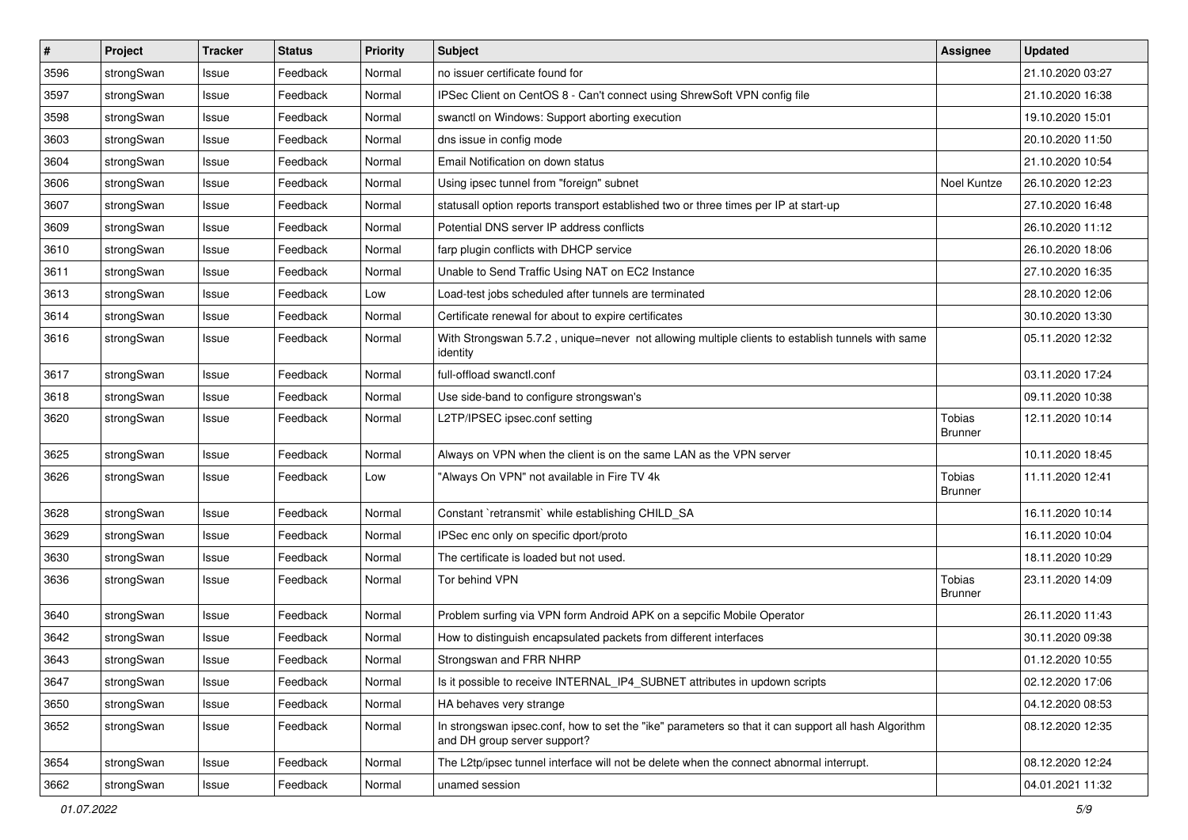| # | Project | Tracker | Status | Priority | Subject | Assignee | Updated |
|---|---|---|---|---|---|---|---|
| 3596 | strongSwan | Issue | Feedback | Normal | no issuer certificate found for | | 21.10.2020 03:27 |
| 3597 | strongSwan | Issue | Feedback | Normal | IPSec Client on CentOS 8 - Can't connect using ShrewSoft VPN config file | | 21.10.2020 16:38 |
| 3598 | strongSwan | Issue | Feedback | Normal | swanctl on Windows: Support aborting execution | | 19.10.2020 15:01 |
| 3603 | strongSwan | Issue | Feedback | Normal | dns issue in config mode | | 20.10.2020 11:50 |
| 3604 | strongSwan | Issue | Feedback | Normal | Email Notification on down status | | 21.10.2020 10:54 |
| 3606 | strongSwan | Issue | Feedback | Normal | Using ipsec tunnel from "foreign" subnet | Noel Kuntze | 26.10.2020 12:23 |
| 3607 | strongSwan | Issue | Feedback | Normal | statusall option reports transport established two or three times per IP at start-up | | 27.10.2020 16:48 |
| 3609 | strongSwan | Issue | Feedback | Normal | Potential DNS server IP address conflicts | | 26.10.2020 11:12 |
| 3610 | strongSwan | Issue | Feedback | Normal | farp plugin conflicts with DHCP service | | 26.10.2020 18:06 |
| 3611 | strongSwan | Issue | Feedback | Normal | Unable to Send Traffic Using NAT on EC2 Instance | | 27.10.2020 16:35 |
| 3613 | strongSwan | Issue | Feedback | Low | Load-test jobs scheduled after tunnels are terminated | | 28.10.2020 12:06 |
| 3614 | strongSwan | Issue | Feedback | Normal | Certificate renewal for about to expire certificates | | 30.10.2020 13:30 |
| 3616 | strongSwan | Issue | Feedback | Normal | With Strongswan 5.7.2 , unique=never not allowing multiple clients to establish tunnels with same identity | | 05.11.2020 12:32 |
| 3617 | strongSwan | Issue | Feedback | Normal | full-offload swanctl.conf | | 03.11.2020 17:24 |
| 3618 | strongSwan | Issue | Feedback | Normal | Use side-band to configure strongswan's | | 09.11.2020 10:38 |
| 3620 | strongSwan | Issue | Feedback | Normal | L2TP/IPSEC ipsec.conf setting | Tobias Brunner | 12.11.2020 10:14 |
| 3625 | strongSwan | Issue | Feedback | Normal | Always on VPN when the client is on the same LAN as the VPN server | | 10.11.2020 18:45 |
| 3626 | strongSwan | Issue | Feedback | Low | "Always On VPN" not available in Fire TV 4k | Tobias Brunner | 11.11.2020 12:41 |
| 3628 | strongSwan | Issue | Feedback | Normal | Constant `retransmit` while establishing CHILD_SA | | 16.11.2020 10:14 |
| 3629 | strongSwan | Issue | Feedback | Normal | IPSec enc only on specific dport/proto | | 16.11.2020 10:04 |
| 3630 | strongSwan | Issue | Feedback | Normal | The certificate is loaded but not used. | | 18.11.2020 10:29 |
| 3636 | strongSwan | Issue | Feedback | Normal | Tor behind VPN | Tobias Brunner | 23.11.2020 14:09 |
| 3640 | strongSwan | Issue | Feedback | Normal | Problem surfing via VPN form Android APK on a sepcific Mobile Operator | | 26.11.2020 11:43 |
| 3642 | strongSwan | Issue | Feedback | Normal | How to distinguish encapsulated packets from different interfaces | | 30.11.2020 09:38 |
| 3643 | strongSwan | Issue | Feedback | Normal | Strongswan and FRR NHRP | | 01.12.2020 10:55 |
| 3647 | strongSwan | Issue | Feedback | Normal | Is it possible to receive INTERNAL_IP4_SUBNET attributes in updown scripts | | 02.12.2020 17:06 |
| 3650 | strongSwan | Issue | Feedback | Normal | HA behaves very strange | | 04.12.2020 08:53 |
| 3652 | strongSwan | Issue | Feedback | Normal | In strongswan ipsec.conf, how to set the "ike" parameters so that it can support all hash Algorithm and DH group server support? | | 08.12.2020 12:35 |
| 3654 | strongSwan | Issue | Feedback | Normal | The L2tp/ipsec tunnel interface will not be delete when the connect abnormal interrupt. | | 08.12.2020 12:24 |
| 3662 | strongSwan | Issue | Feedback | Normal | unamed session | | 04.01.2021 11:32 |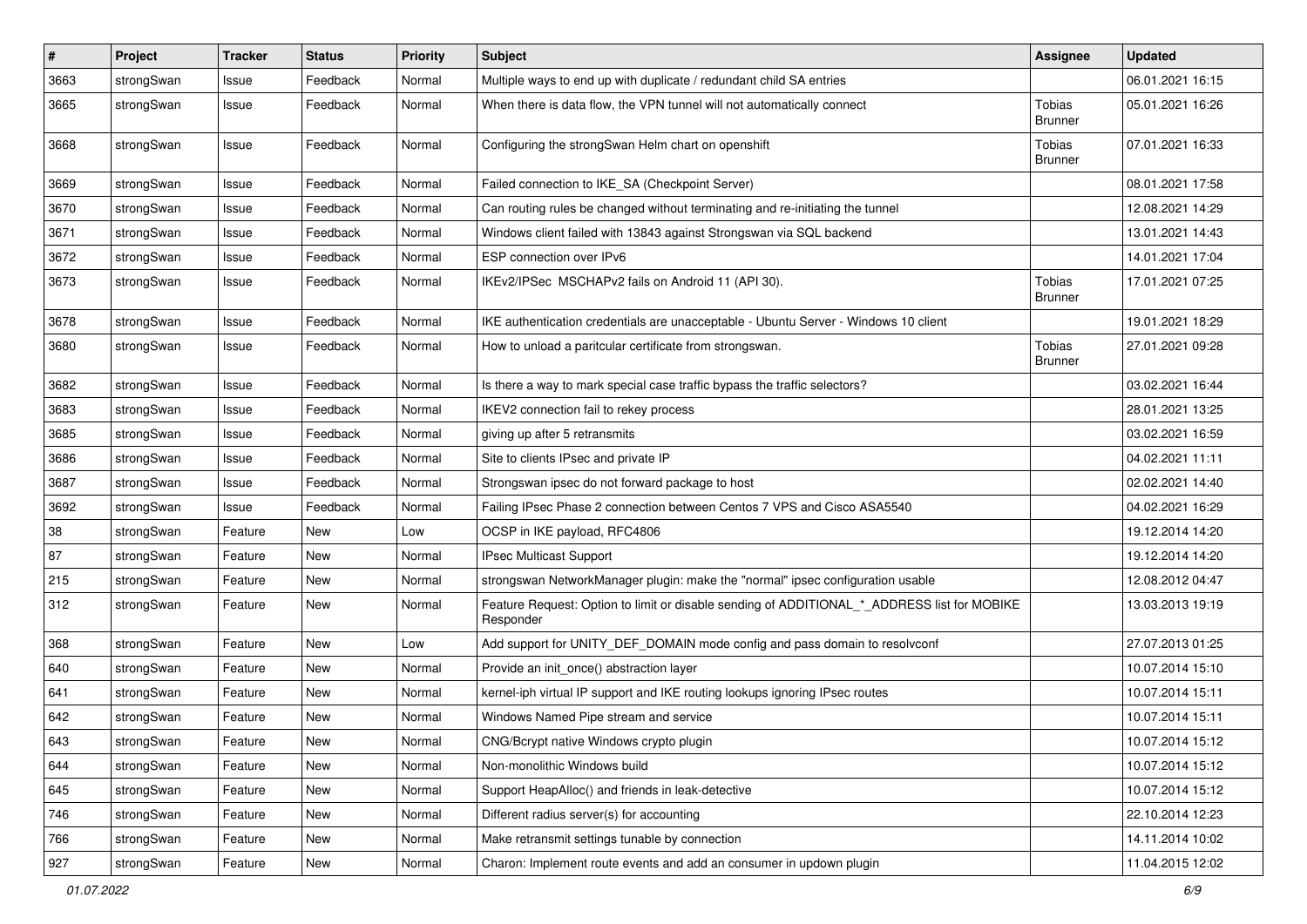| # | Project | Tracker | Status | Priority | Subject | Assignee | Updated |
|---|---|---|---|---|---|---|---|
| 3663 | strongSwan | Issue | Feedback | Normal | Multiple ways to end up with duplicate / redundant child SA entries | | 06.01.2021 16:15 |
| 3665 | strongSwan | Issue | Feedback | Normal | When there is data flow, the VPN tunnel will not automatically connect | Tobias Brunner | 05.01.2021 16:26 |
| 3668 | strongSwan | Issue | Feedback | Normal | Configuring the strongSwan Helm chart on openshift | Tobias Brunner | 07.01.2021 16:33 |
| 3669 | strongSwan | Issue | Feedback | Normal | Failed connection to IKE_SA (Checkpoint Server) | | 08.01.2021 17:58 |
| 3670 | strongSwan | Issue | Feedback | Normal | Can routing rules be changed without terminating and re-initiating the tunnel | | 12.08.2021 14:29 |
| 3671 | strongSwan | Issue | Feedback | Normal | Windows client failed with 13843 against Strongswan via SQL backend | | 13.01.2021 14:43 |
| 3672 | strongSwan | Issue | Feedback | Normal | ESP connection over IPv6 | | 14.01.2021 17:04 |
| 3673 | strongSwan | Issue | Feedback | Normal | IKEv2/IPSec MSCHAPv2 fails on Android 11 (API 30). | Tobias Brunner | 17.01.2021 07:25 |
| 3678 | strongSwan | Issue | Feedback | Normal | IKE authentication credentials are unacceptable - Ubuntu Server - Windows 10 client | | 19.01.2021 18:29 |
| 3680 | strongSwan | Issue | Feedback | Normal | How to unload a paritcular certificate from strongswan. | Tobias Brunner | 27.01.2021 09:28 |
| 3682 | strongSwan | Issue | Feedback | Normal | Is there a way to mark special case traffic bypass the traffic selectors? | | 03.02.2021 16:44 |
| 3683 | strongSwan | Issue | Feedback | Normal | IKEV2 connection fail to rekey process | | 28.01.2021 13:25 |
| 3685 | strongSwan | Issue | Feedback | Normal | giving up after 5 retransmits | | 03.02.2021 16:59 |
| 3686 | strongSwan | Issue | Feedback | Normal | Site to clients IPsec and private IP | | 04.02.2021 11:11 |
| 3687 | strongSwan | Issue | Feedback | Normal | Strongswan ipsec do not forward package to host | | 02.02.2021 14:40 |
| 3692 | strongSwan | Issue | Feedback | Normal | Failing IPsec Phase 2 connection between Centos 7 VPS and Cisco ASA5540 | | 04.02.2021 16:29 |
| 38 | strongSwan | Feature | New | Low | OCSP in IKE payload, RFC4806 | | 19.12.2014 14:20 |
| 87 | strongSwan | Feature | New | Normal | IPsec Multicast Support | | 19.12.2014 14:20 |
| 215 | strongSwan | Feature | New | Normal | strongswan NetworkManager plugin: make the "normal" ipsec configuration usable | | 12.08.2012 04:47 |
| 312 | strongSwan | Feature | New | Normal | Feature Request: Option to limit or disable sending of ADDITIONAL_*_ADDRESS list for MOBIKE Responder | | 13.03.2013 19:19 |
| 368 | strongSwan | Feature | New | Low | Add support for UNITY_DEF_DOMAIN mode config and pass domain to resolvconf | | 27.07.2013 01:25 |
| 640 | strongSwan | Feature | New | Normal | Provide an init_once() abstraction layer | | 10.07.2014 15:10 |
| 641 | strongSwan | Feature | New | Normal | kernel-iph virtual IP support and IKE routing lookups ignoring IPsec routes | | 10.07.2014 15:11 |
| 642 | strongSwan | Feature | New | Normal | Windows Named Pipe stream and service | | 10.07.2014 15:11 |
| 643 | strongSwan | Feature | New | Normal | CNG/Bcrypt native Windows crypto plugin | | 10.07.2014 15:12 |
| 644 | strongSwan | Feature | New | Normal | Non-monolithic Windows build | | 10.07.2014 15:12 |
| 645 | strongSwan | Feature | New | Normal | Support HeapAlloc() and friends in leak-detective | | 10.07.2014 15:12 |
| 746 | strongSwan | Feature | New | Normal | Different radius server(s) for accounting | | 22.10.2014 12:23 |
| 766 | strongSwan | Feature | New | Normal | Make retransmit settings tunable by connection | | 14.11.2014 10:02 |
| 927 | strongSwan | Feature | New | Normal | Charon: Implement route events and add an consumer in updown plugin | | 11.04.2015 12:02 |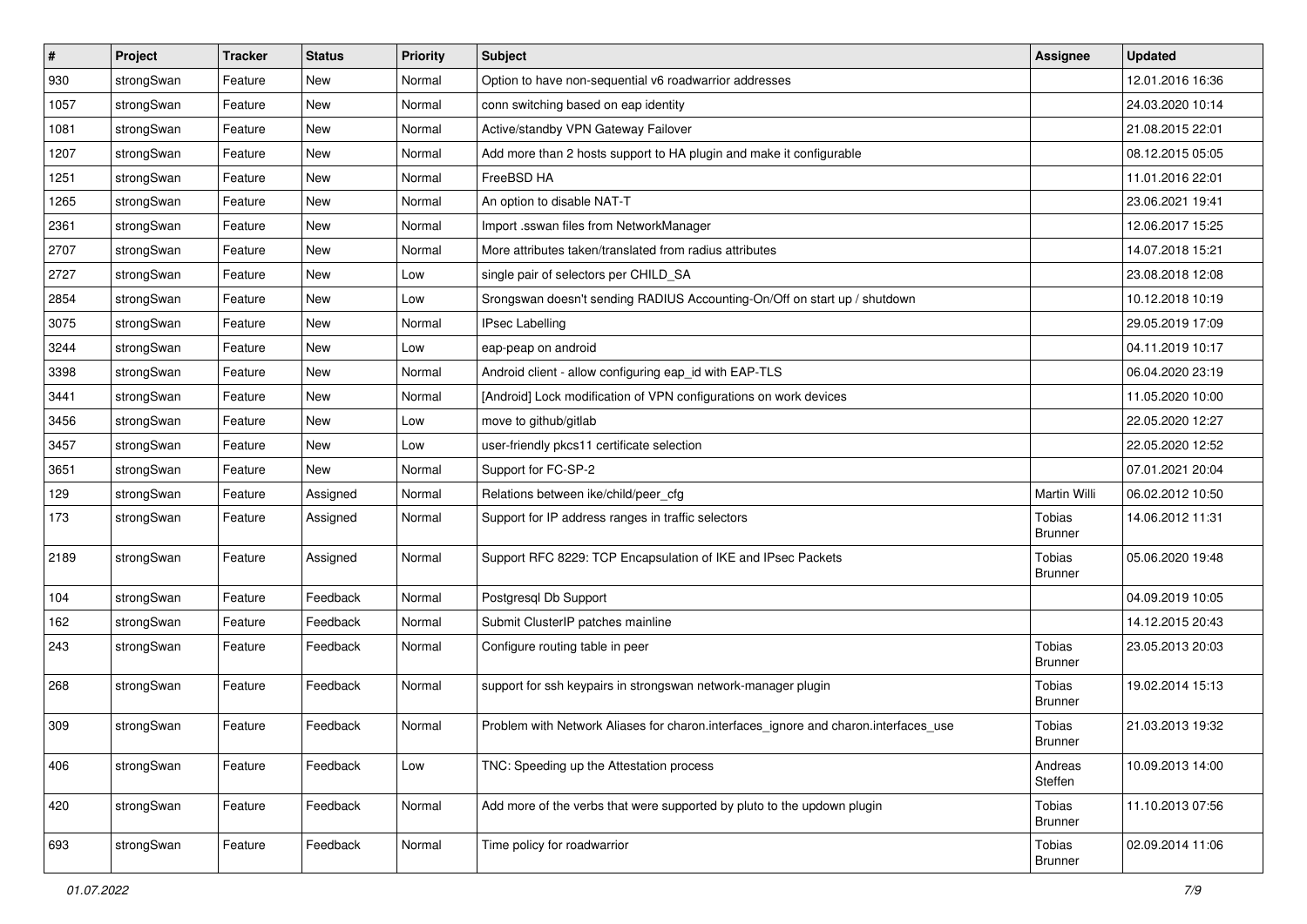| # | Project | Tracker | Status | Priority | Subject | Assignee | Updated |
|---|---|---|---|---|---|---|---|
| 930 | strongSwan | Feature | New | Normal | Option to have non-sequential v6 roadwarrior addresses | | 12.01.2016 16:36 |
| 1057 | strongSwan | Feature | New | Normal | conn switching based on eap identity | | 24.03.2020 10:14 |
| 1081 | strongSwan | Feature | New | Normal | Active/standby VPN Gateway Failover | | 21.08.2015 22:01 |
| 1207 | strongSwan | Feature | New | Normal | Add more than 2 hosts support to HA plugin and make it configurable | | 08.12.2015 05:05 |
| 1251 | strongSwan | Feature | New | Normal | FreeBSD HA | | 11.01.2016 22:01 |
| 1265 | strongSwan | Feature | New | Normal | An option to disable NAT-T | | 23.06.2021 19:41 |
| 2361 | strongSwan | Feature | New | Normal | Import .sswan files from NetworkManager | | 12.06.2017 15:25 |
| 2707 | strongSwan | Feature | New | Normal | More attributes taken/translated from radius attributes | | 14.07.2018 15:21 |
| 2727 | strongSwan | Feature | New | Low | single pair of selectors per CHILD_SA | | 23.08.2018 12:08 |
| 2854 | strongSwan | Feature | New | Low | Srongswan doesn't sending RADIUS Accounting-On/Off on start up / shutdown | | 10.12.2018 10:19 |
| 3075 | strongSwan | Feature | New | Normal | IPsec Labelling | | 29.05.2019 17:09 |
| 3244 | strongSwan | Feature | New | Low | eap-peap on android | | 04.11.2019 10:17 |
| 3398 | strongSwan | Feature | New | Normal | Android client - allow configuring eap_id with EAP-TLS | | 06.04.2020 23:19 |
| 3441 | strongSwan | Feature | New | Normal | [Android] Lock modification of VPN configurations on work devices | | 11.05.2020 10:00 |
| 3456 | strongSwan | Feature | New | Low | move to github/gitlab | | 22.05.2020 12:27 |
| 3457 | strongSwan | Feature | New | Low | user-friendly pkcs11 certificate selection | | 22.05.2020 12:52 |
| 3651 | strongSwan | Feature | New | Normal | Support for FC-SP-2 | | 07.01.2021 20:04 |
| 129 | strongSwan | Feature | Assigned | Normal | Relations between ike/child/peer_cfg | Martin Willi | 06.02.2012 10:50 |
| 173 | strongSwan | Feature | Assigned | Normal | Support for IP address ranges in traffic selectors | Tobias Brunner | 14.06.2012 11:31 |
| 2189 | strongSwan | Feature | Assigned | Normal | Support RFC 8229: TCP Encapsulation of IKE and IPsec Packets | Tobias Brunner | 05.06.2020 19:48 |
| 104 | strongSwan | Feature | Feedback | Normal | Postgresql Db Support | | 04.09.2019 10:05 |
| 162 | strongSwan | Feature | Feedback | Normal | Submit ClusterIP patches mainline | | 14.12.2015 20:43 |
| 243 | strongSwan | Feature | Feedback | Normal | Configure routing table in peer | Tobias Brunner | 23.05.2013 20:03 |
| 268 | strongSwan | Feature | Feedback | Normal | support for ssh keypairs in strongswan network-manager plugin | Tobias Brunner | 19.02.2014 15:13 |
| 309 | strongSwan | Feature | Feedback | Normal | Problem with Network Aliases for charon.interfaces_ignore and charon.interfaces_use | Tobias Brunner | 21.03.2013 19:32 |
| 406 | strongSwan | Feature | Feedback | Low | TNC: Speeding up the Attestation process | Andreas Steffen | 10.09.2013 14:00 |
| 420 | strongSwan | Feature | Feedback | Normal | Add more of the verbs that were supported by pluto to the updown plugin | Tobias Brunner | 11.10.2013 07:56 |
| 693 | strongSwan | Feature | Feedback | Normal | Time policy for roadwarrior | Tobias Brunner | 02.09.2014 11:06 |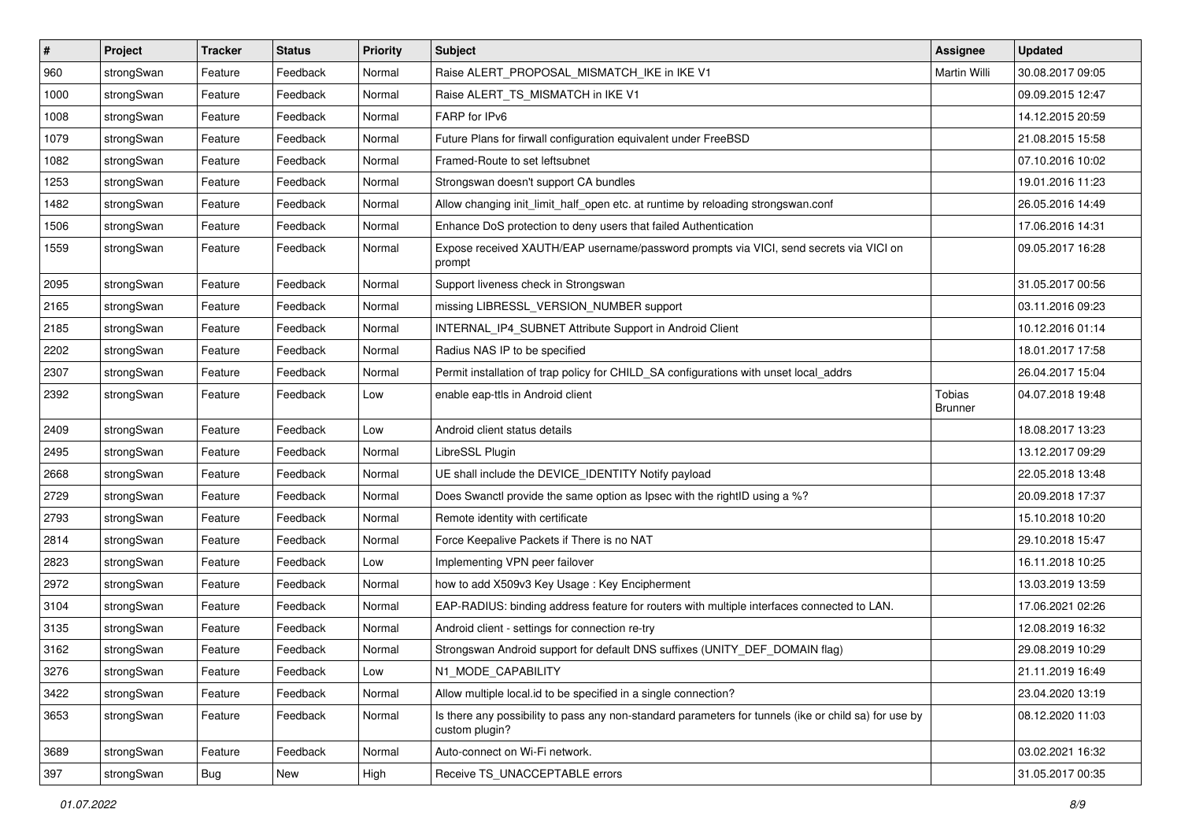| # | Project | Tracker | Status | Priority | Subject | Assignee | Updated |
|---|---|---|---|---|---|---|---|
| 960 | strongSwan | Feature | Feedback | Normal | Raise ALERT_PROPOSAL_MISMATCH_IKE in IKE V1 | Martin Willi | 30.08.2017 09:05 |
| 1000 | strongSwan | Feature | Feedback | Normal | Raise ALERT_TS_MISMATCH in IKE V1 | | 09.09.2015 12:47 |
| 1008 | strongSwan | Feature | Feedback | Normal | FARP for IPv6 | | 14.12.2015 20:59 |
| 1079 | strongSwan | Feature | Feedback | Normal | Future Plans for firwall configuration equivalent under FreeBSD | | 21.08.2015 15:58 |
| 1082 | strongSwan | Feature | Feedback | Normal | Framed-Route to set leftsubnet | | 07.10.2016 10:02 |
| 1253 | strongSwan | Feature | Feedback | Normal | Strongswan doesn't support CA bundles | | 19.01.2016 11:23 |
| 1482 | strongSwan | Feature | Feedback | Normal | Allow changing init_limit_half_open etc. at runtime by reloading strongswan.conf | | 26.05.2016 14:49 |
| 1506 | strongSwan | Feature | Feedback | Normal | Enhance DoS protection to deny users that failed Authentication | | 17.06.2016 14:31 |
| 1559 | strongSwan | Feature | Feedback | Normal | Expose received XAUTH/EAP username/password prompts via VICI, send secrets via VICI on prompt | | 09.05.2017 16:28 |
| 2095 | strongSwan | Feature | Feedback | Normal | Support liveness check in Strongswan | | 31.05.2017 00:56 |
| 2165 | strongSwan | Feature | Feedback | Normal | missing LIBRESSL_VERSION_NUMBER support | | 03.11.2016 09:23 |
| 2185 | strongSwan | Feature | Feedback | Normal | INTERNAL_IP4_SUBNET Attribute Support in Android Client | | 10.12.2016 01:14 |
| 2202 | strongSwan | Feature | Feedback | Normal | Radius NAS IP to be specified | | 18.01.2017 17:58 |
| 2307 | strongSwan | Feature | Feedback | Normal | Permit installation of trap policy for CHILD_SA configurations with unset local_addrs | | 26.04.2017 15:04 |
| 2392 | strongSwan | Feature | Feedback | Low | enable eap-ttls in Android client | Tobias Brunner | 04.07.2018 19:48 |
| 2409 | strongSwan | Feature | Feedback | Low | Android client status details | | 18.08.2017 13:23 |
| 2495 | strongSwan | Feature | Feedback | Normal | LibreSSL Plugin | | 13.12.2017 09:29 |
| 2668 | strongSwan | Feature | Feedback | Normal | UE shall include the DEVICE_IDENTITY Notify payload | | 22.05.2018 13:48 |
| 2729 | strongSwan | Feature | Feedback | Normal | Does Swanctl provide the same option as Ipsec with the rightID using a %? | | 20.09.2018 17:37 |
| 2793 | strongSwan | Feature | Feedback | Normal | Remote identity with certificate | | 15.10.2018 10:20 |
| 2814 | strongSwan | Feature | Feedback | Normal | Force Keepalive Packets if There is no NAT | | 29.10.2018 15:47 |
| 2823 | strongSwan | Feature | Feedback | Low | Implementing VPN peer failover | | 16.11.2018 10:25 |
| 2972 | strongSwan | Feature | Feedback | Normal | how to add X509v3 Key Usage : Key Encipherment | | 13.03.2019 13:59 |
| 3104 | strongSwan | Feature | Feedback | Normal | EAP-RADIUS: binding address feature for routers with multiple interfaces connected to LAN. | | 17.06.2021 02:26 |
| 3135 | strongSwan | Feature | Feedback | Normal | Android client - settings for connection re-try | | 12.08.2019 16:32 |
| 3162 | strongSwan | Feature | Feedback | Normal | Strongswan Android support for default DNS suffixes (UNITY_DEF_DOMAIN flag) | | 29.08.2019 10:29 |
| 3276 | strongSwan | Feature | Feedback | Low | N1_MODE_CAPABILITY | | 21.11.2019 16:49 |
| 3422 | strongSwan | Feature | Feedback | Normal | Allow multiple local.id to be specified in a single connection? | | 23.04.2020 13:19 |
| 3653 | strongSwan | Feature | Feedback | Normal | Is there any possibility to pass any non-standard parameters for tunnels (ike or child sa) for use by custom plugin? | | 08.12.2020 11:03 |
| 3689 | strongSwan | Feature | Feedback | Normal | Auto-connect on Wi-Fi network. | | 03.02.2021 16:32 |
| 397 | strongSwan | Bug | New | High | Receive TS_UNACCEPTABLE errors | | 31.05.2017 00:35 |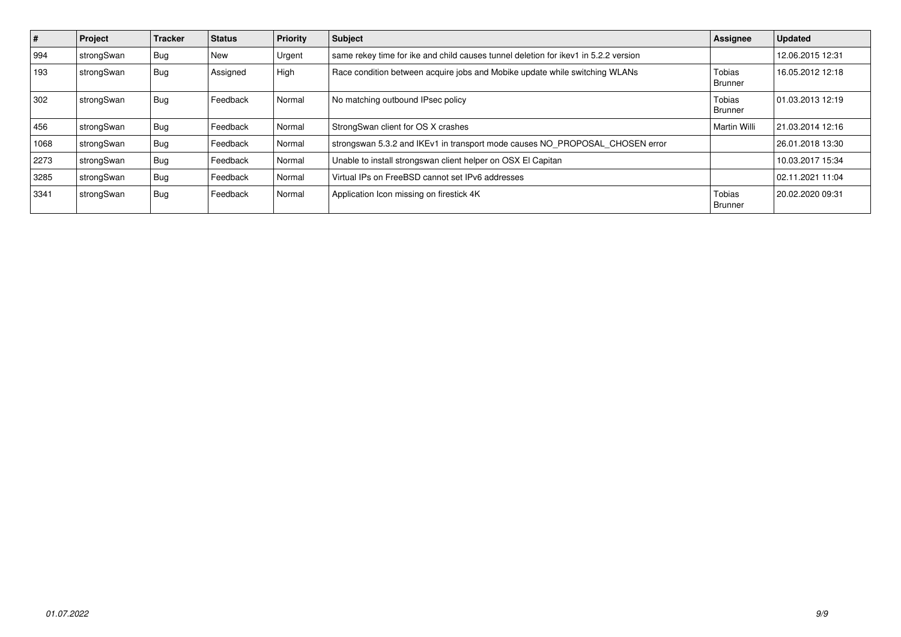| # | Project | Tracker | Status | Priority | Subject | Assignee | Updated |
|---|---|---|---|---|---|---|---|
| 994 | strongSwan | Bug | New | Urgent | same rekey time for ike and child causes tunnel deletion for ikev1 in 5.2.2 version | | 12.06.2015 12:31 |
| 193 | strongSwan | Bug | Assigned | High | Race condition between acquire jobs and Mobike update while switching WLANs | Tobias Brunner | 16.05.2012 12:18 |
| 302 | strongSwan | Bug | Feedback | Normal | No matching outbound IPsec policy | Tobias Brunner | 01.03.2013 12:19 |
| 456 | strongSwan | Bug | Feedback | Normal | StrongSwan client for OS X crashes | Martin Willi | 21.03.2014 12:16 |
| 1068 | strongSwan | Bug | Feedback | Normal | strongswan 5.3.2 and IKEv1 in transport mode causes NO_PROPOSAL_CHOSEN error | | 26.01.2018 13:30 |
| 2273 | strongSwan | Bug | Feedback | Normal | Unable to install strongswan client helper on OSX El Capitan | | 10.03.2017 15:34 |
| 3285 | strongSwan | Bug | Feedback | Normal | Virtual IPs on FreeBSD cannot set IPv6 addresses | | 02.11.2021 11:04 |
| 3341 | strongSwan | Bug | Feedback | Normal | Application Icon missing on firestick 4K | Tobias Brunner | 20.02.2020 09:31 |